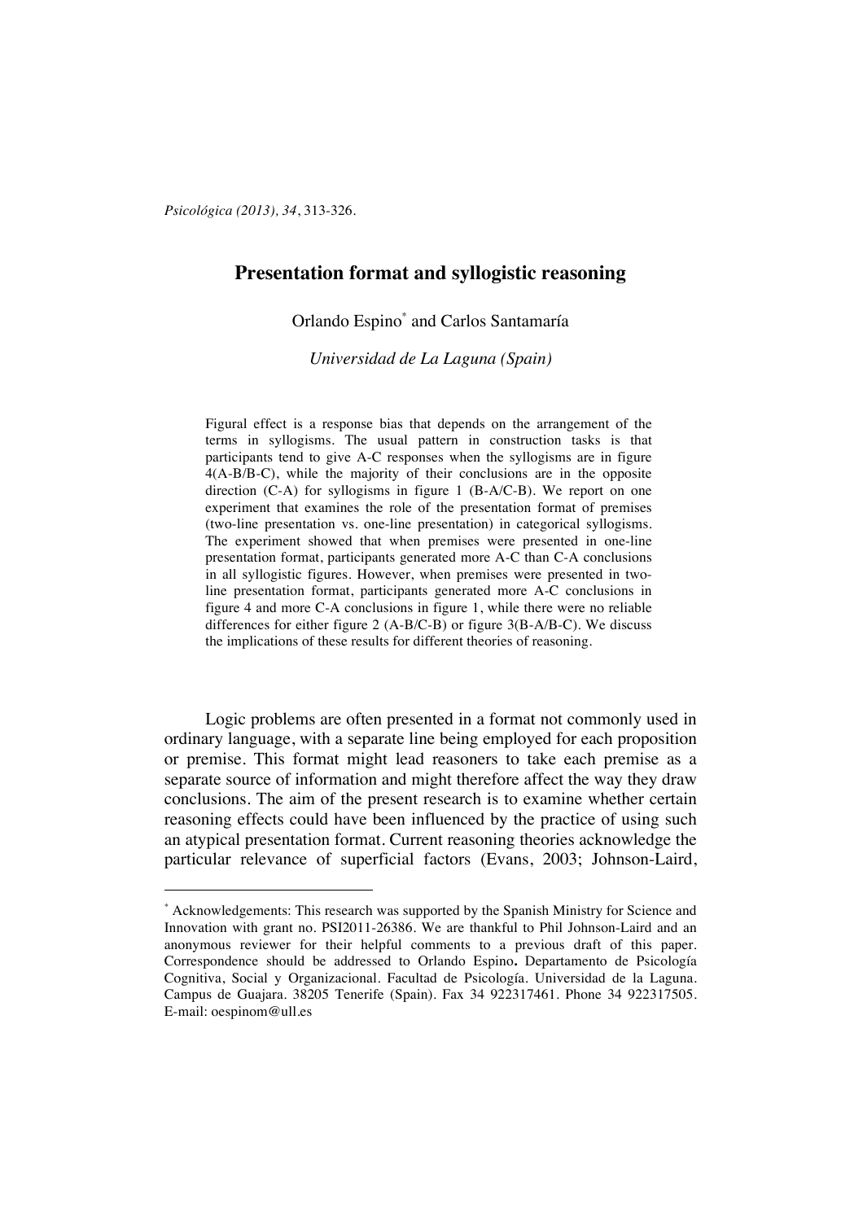# Presentation format and syllogistic reasoning

Orlando Espino[*] and Carlos Santamaría

*Universidad de La Laguna (Spain)*

> Figural effect is a response bias that depends on the arrangement of the terms in syllogisms. The usual pattern in construction tasks is that participants tend to give A-C responses when the syllogisms are in figure 4(A-B/B-C), while the majority of their conclusions are in the opposite direction (C-A) for syllogisms in figure 1 (B-A/C-B). We report on one experiment that examines the role of the presentation format of premises (two-line presentation vs. one-line presentation) in categorical syllogisms. The experiment showed that when premises were presented in one-line presentation format, participants generated more A-C than C-A conclusions in all syllogistic figures. However, when premises were presented in two-line presentation format, participants generated more A-C conclusions in figure 4 and more C-A conclusions in figure 1, while there were no reliable differences for either figure 2 (A-B/C-B) or figure 3(B-A/B-C). We discuss the implications of these results for different theories of reasoning.

Logic problems are often presented in a format not commonly used in ordinary language, with a separate line being employed for each proposition or premise. This format might lead reasoners to take each premise as a separate source of information and might therefore affect the way they draw conclusions. The aim of the present research is to examine whether certain reasoning effects could have been influenced by the practice of using such an atypical presentation format. Current reasoning theories acknowledge the particular relevance of superficial factors (Evans, 2003; Johnson-Laird,

[*] Acknowledgements: This research was supported by the Spanish Ministry for Science and Innovation with grant no. PSI2011-26386. We are thankful to Phil Johnson-Laird and an anonymous reviewer for their helpful comments to a previous draft of this paper. Correspondence should be addressed to Orlando Espino**.** Departamento de Psicología Cognitiva, Social y Organizacional. Facultad de Psicología. Universidad de la Laguna. Campus de Guajara. 38205 Tenerife (Spain). Fax 34 922317461. Phone 34 922317505. E-mail: oespinom@ull.es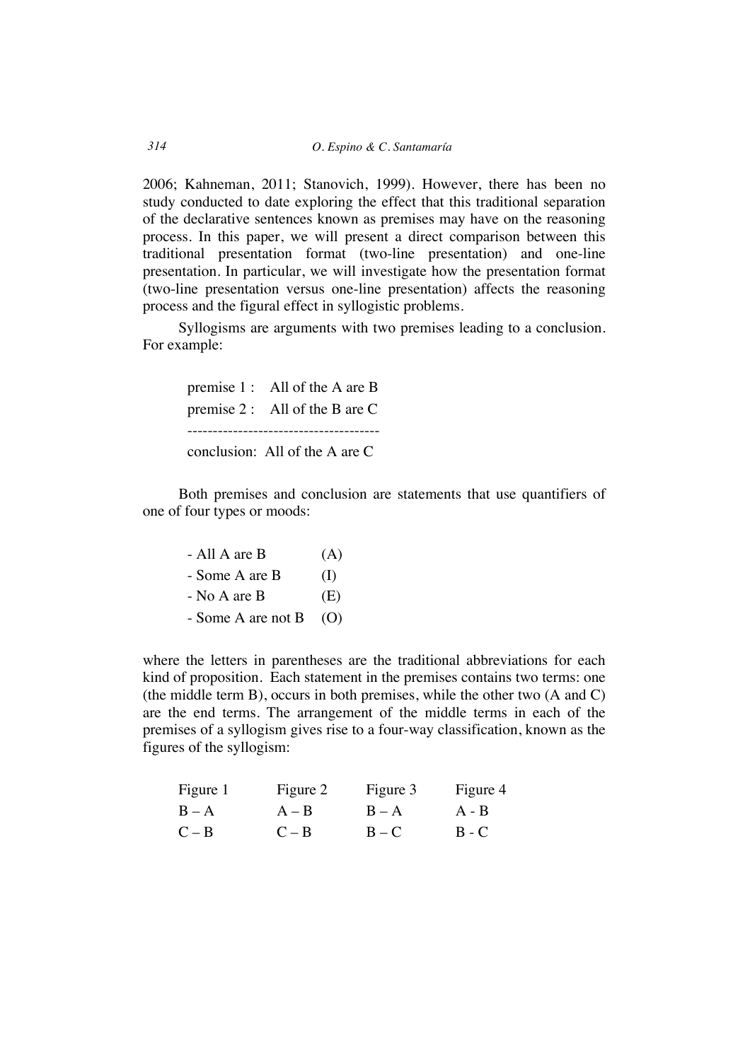2006; Kahneman, 2011; Stanovich, 1999). However, there has been no study conducted to date exploring the effect that this traditional separation of the declarative sentences known as premises may have on the reasoning process. In this paper, we will present a direct comparison between this traditional presentation format (two-line presentation) and one-line presentation. In particular, we will investigate how the presentation format (two-line presentation versus one-line presentation) affects the reasoning process and the figural effect in syllogistic problems.

Syllogisms are arguments with two premises leading to a conclusion. For example:

premise 1 : All of the A are B
premise 2 : All of the B are C
--------------------------------------
conclusion: All of the A are C

Both premises and conclusion are statements that use quantifiers of one of four types or moods:

| | |
|---|---|
| - All A are B | (A) |
| - Some A are B | (I) |
| - No A are B | (E) |
| - Some A are not B | (O) |

where the letters in parentheses are the traditional abbreviations for each kind of proposition. Each statement in the premises contains two terms: one (the middle term B), occurs in both premises, while the other two (A and C) are the end terms. The arrangement of the middle terms in each of the premises of a syllogism gives rise to a four-way classification, known as the figures of the syllogism:

| Figure 1 | Figure 2 | Figure 3 | Figure 4 |
|---|---|---|---|
| B – A | A – B | B – A | A - B |
| C – B | C – B | B – C | B - C |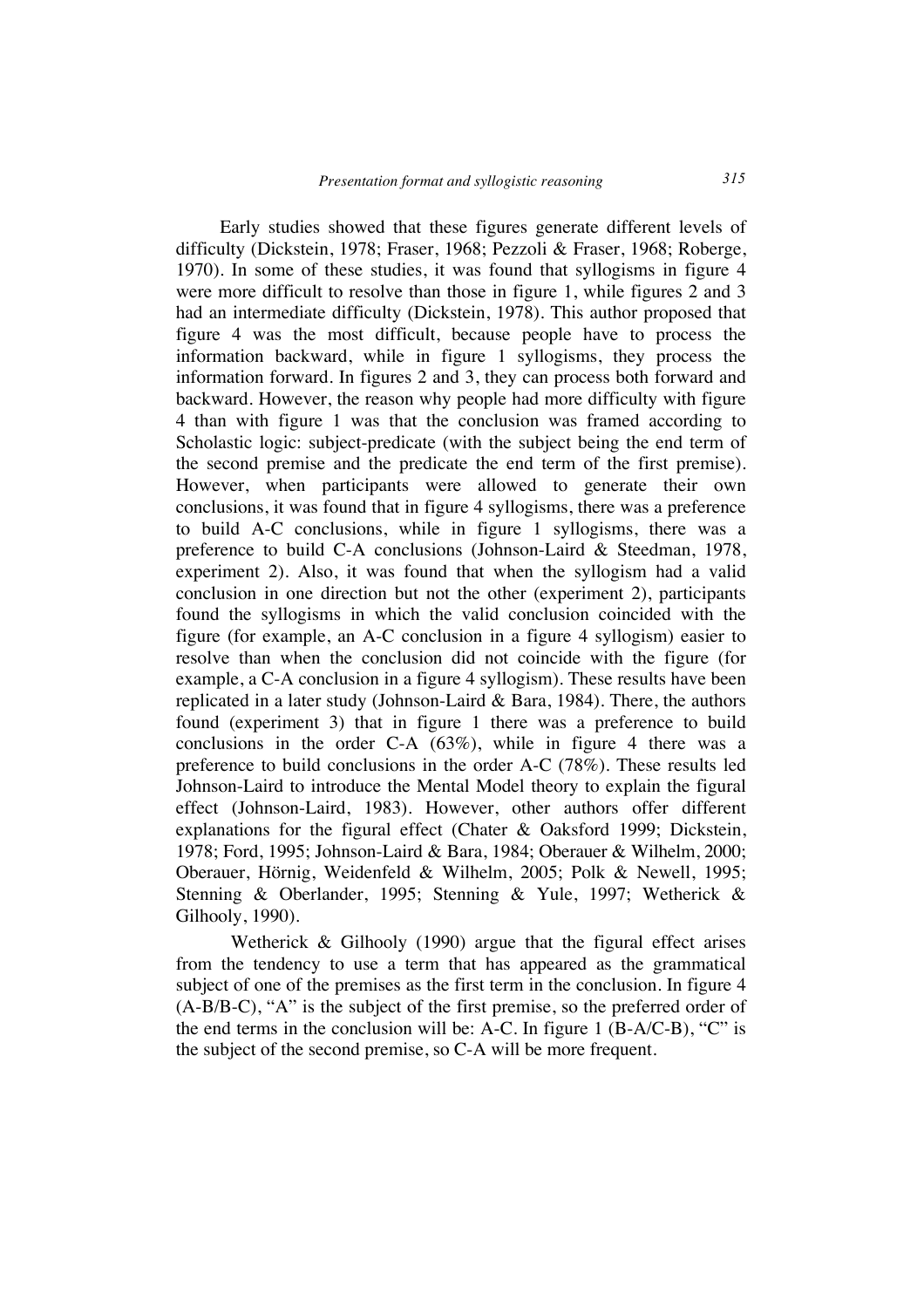Early studies showed that these figures generate different levels of difficulty (Dickstein, 1978; Fraser, 1968; Pezzoli & Fraser, 1968; Roberge, 1970). In some of these studies, it was found that syllogisms in figure 4 were more difficult to resolve than those in figure 1, while figures 2 and 3 had an intermediate difficulty (Dickstein, 1978). This author proposed that figure 4 was the most difficult, because people have to process the information backward, while in figure 1 syllogisms, they process the information forward. In figures 2 and 3, they can process both forward and backward. However, the reason why people had more difficulty with figure 4 than with figure 1 was that the conclusion was framed according to Scholastic logic: subject-predicate (with the subject being the end term of the second premise and the predicate the end term of the first premise). However, when participants were allowed to generate their own conclusions, it was found that in figure 4 syllogisms, there was a preference to build A-C conclusions, while in figure 1 syllogisms, there was a preference to build C-A conclusions (Johnson-Laird & Steedman, 1978, experiment 2). Also, it was found that when the syllogism had a valid conclusion in one direction but not the other (experiment 2), participants found the syllogisms in which the valid conclusion coincided with the figure (for example, an A-C conclusion in a figure 4 syllogism) easier to resolve than when the conclusion did not coincide with the figure (for example, a C-A conclusion in a figure 4 syllogism). These results have been replicated in a later study (Johnson-Laird & Bara, 1984). There, the authors found (experiment 3) that in figure 1 there was a preference to build conclusions in the order C-A (63%), while in figure 4 there was a preference to build conclusions in the order A-C (78%). These results led Johnson-Laird to introduce the Mental Model theory to explain the figural effect (Johnson-Laird, 1983). However, other authors offer different explanations for the figural effect (Chater & Oaksford 1999; Dickstein, 1978; Ford, 1995; Johnson-Laird & Bara, 1984; Oberauer & Wilhelm, 2000; Oberauer, Hörnig, Weidenfeld & Wilhelm, 2005; Polk & Newell, 1995; Stenning & Oberlander, 1995; Stenning & Yule, 1997; Wetherick & Gilhooly, 1990).

Wetherick & Gilhooly (1990) argue that the figural effect arises from the tendency to use a term that has appeared as the grammatical subject of one of the premises as the first term in the conclusion. In figure 4 (A-B/B-C), "A" is the subject of the first premise, so the preferred order of the end terms in the conclusion will be: A-C. In figure 1 (B-A/C-B), "C" is the subject of the second premise, so C-A will be more frequent.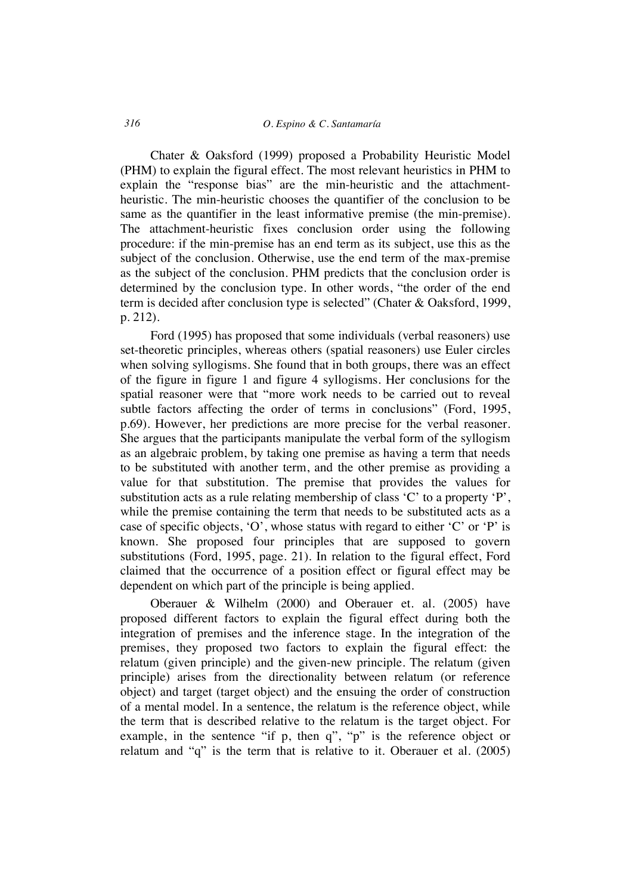Chater & Oaksford (1999) proposed a Probability Heuristic Model (PHM) to explain the figural effect. The most relevant heuristics in PHM to explain the "response bias" are the min-heuristic and the attachment-heuristic. The min-heuristic chooses the quantifier of the conclusion to be same as the quantifier in the least informative premise (the min-premise). The attachment-heuristic fixes conclusion order using the following procedure: if the min-premise has an end term as its subject, use this as the subject of the conclusion. Otherwise, use the end term of the max-premise as the subject of the conclusion. PHM predicts that the conclusion order is determined by the conclusion type. In other words, "the order of the end term is decided after conclusion type is selected" (Chater & Oaksford, 1999, p. 212).

Ford (1995) has proposed that some individuals (verbal reasoners) use set-theoretic principles, whereas others (spatial reasoners) use Euler circles when solving syllogisms. She found that in both groups, there was an effect of the figure in figure 1 and figure 4 syllogisms. Her conclusions for the spatial reasoner were that "more work needs to be carried out to reveal subtle factors affecting the order of terms in conclusions" (Ford, 1995, p.69). However, her predictions are more precise for the verbal reasoner. She argues that the participants manipulate the verbal form of the syllogism as an algebraic problem, by taking one premise as having a term that needs to be substituted with another term, and the other premise as providing a value for that substitution. The premise that provides the values for substitution acts as a rule relating membership of class 'C' to a property 'P', while the premise containing the term that needs to be substituted acts as a case of specific objects, 'O', whose status with regard to either 'C' or 'P' is known. She proposed four principles that are supposed to govern substitutions (Ford, 1995, page. 21). In relation to the figural effect, Ford claimed that the occurrence of a position effect or figural effect may be dependent on which part of the principle is being applied.

Oberauer & Wilhelm (2000) and Oberauer et. al. (2005) have proposed different factors to explain the figural effect during both the integration of premises and the inference stage. In the integration of the premises, they proposed two factors to explain the figural effect: the relatum (given principle) and the given-new principle. The relatum (given principle) arises from the directionality between relatum (or reference object) and target (target object) and the ensuing the order of construction of a mental model. In a sentence, the relatum is the reference object, while the term that is described relative to the relatum is the target object. For example, in the sentence "if p, then q", "p" is the reference object or relatum and "q" is the term that is relative to it. Oberauer et al. (2005)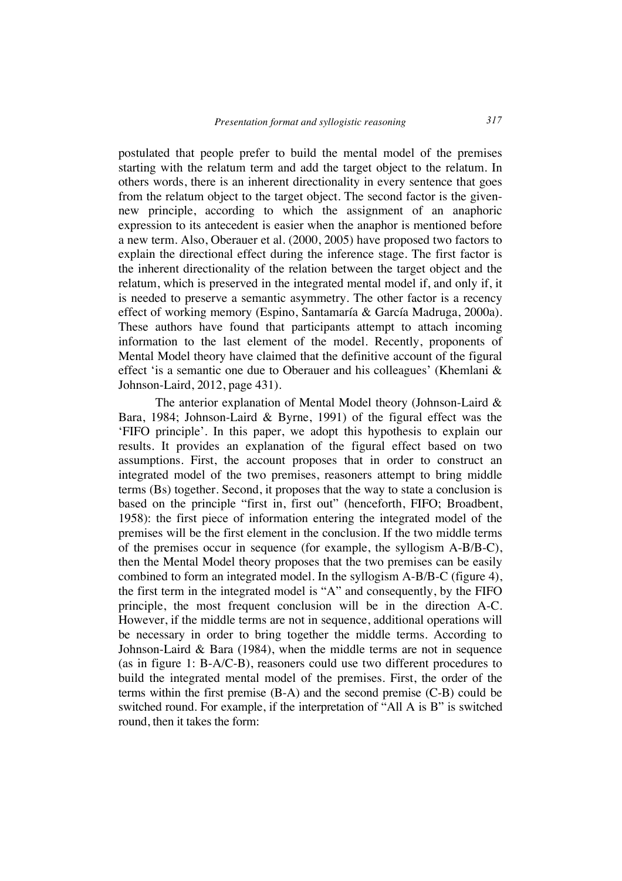postulated that people prefer to build the mental model of the premises starting with the relatum term and add the target object to the relatum. In others words, there is an inherent directionality in every sentence that goes from the relatum object to the target object. The second factor is the given-new principle, according to which the assignment of an anaphoric expression to its antecedent is easier when the anaphor is mentioned before a new term. Also, Oberauer et al. (2000, 2005) have proposed two factors to explain the directional effect during the inference stage. The first factor is the inherent directionality of the relation between the target object and the relatum, which is preserved in the integrated mental model if, and only if, it is needed to preserve a semantic asymmetry. The other factor is a recency effect of working memory (Espino, Santamaría & García Madruga, 2000a). These authors have found that participants attempt to attach incoming information to the last element of the model. Recently, proponents of Mental Model theory have claimed that the definitive account of the figural effect 'is a semantic one due to Oberauer and his colleagues' (Khemlani & Johnson-Laird, 2012, page 431).

The anterior explanation of Mental Model theory (Johnson-Laird & Bara, 1984; Johnson-Laird & Byrne, 1991) of the figural effect was the 'FIFO principle'. In this paper, we adopt this hypothesis to explain our results. It provides an explanation of the figural effect based on two assumptions. First, the account proposes that in order to construct an integrated model of the two premises, reasoners attempt to bring middle terms (Bs) together. Second, it proposes that the way to state a conclusion is based on the principle "first in, first out" (henceforth, FIFO; Broadbent, 1958): the first piece of information entering the integrated model of the premises will be the first element in the conclusion. If the two middle terms of the premises occur in sequence (for example, the syllogism A-B/B-C), then the Mental Model theory proposes that the two premises can be easily combined to form an integrated model. In the syllogism A-B/B-C (figure 4), the first term in the integrated model is "A" and consequently, by the FIFO principle, the most frequent conclusion will be in the direction A-C. However, if the middle terms are not in sequence, additional operations will be necessary in order to bring together the middle terms. According to Johnson-Laird & Bara (1984), when the middle terms are not in sequence (as in figure 1: B-A/C-B), reasoners could use two different procedures to build the integrated mental model of the premises. First, the order of the terms within the first premise (B-A) and the second premise (C-B) could be switched round. For example, if the interpretation of "All A is B" is switched round, then it takes the form: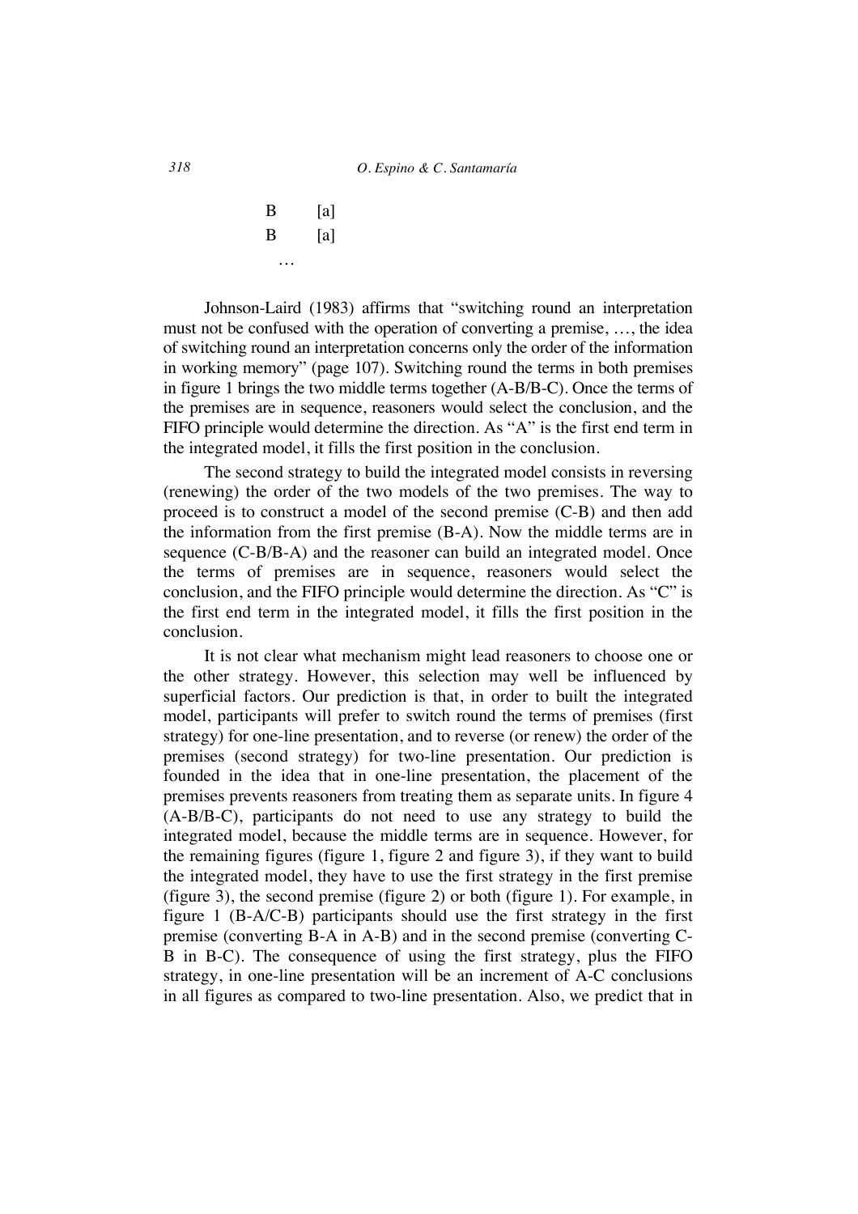B [a]  
B [a]  
…

Johnson-Laird (1983) affirms that "switching round an interpretation must not be confused with the operation of converting a premise, …, the idea of switching round an interpretation concerns only the order of the information in working memory" (page 107). Switching round the terms in both premises in figure 1 brings the two middle terms together (A-B/B-C). Once the terms of the premises are in sequence, reasoners would select the conclusion, and the FIFO principle would determine the direction. As "A" is the first end term in the integrated model, it fills the first position in the conclusion.

The second strategy to build the integrated model consists in reversing (renewing) the order of the two models of the two premises. The way to proceed is to construct a model of the second premise (C-B) and then add the information from the first premise (B-A). Now the middle terms are in sequence (C-B/B-A) and the reasoner can build an integrated model. Once the terms of premises are in sequence, reasoners would select the conclusion, and the FIFO principle would determine the direction. As "C" is the first end term in the integrated model, it fills the first position in the conclusion.

It is not clear what mechanism might lead reasoners to choose one or the other strategy. However, this selection may well be influenced by superficial factors. Our prediction is that, in order to built the integrated model, participants will prefer to switch round the terms of premises (first strategy) for one-line presentation, and to reverse (or renew) the order of the premises (second strategy) for two-line presentation. Our prediction is founded in the idea that in one-line presentation, the placement of the premises prevents reasoners from treating them as separate units. In figure 4 (A-B/B-C), participants do not need to use any strategy to build the integrated model, because the middle terms are in sequence. However, for the remaining figures (figure 1, figure 2 and figure 3), if they want to build the integrated model, they have to use the first strategy in the first premise (figure 3), the second premise (figure 2) or both (figure 1). For example, in figure 1 (B-A/C-B) participants should use the first strategy in the first premise (converting B-A in A-B) and in the second premise (converting C-B in B-C). The consequence of using the first strategy, plus the FIFO strategy, in one-line presentation will be an increment of A-C conclusions in all figures as compared to two-line presentation. Also, we predict that in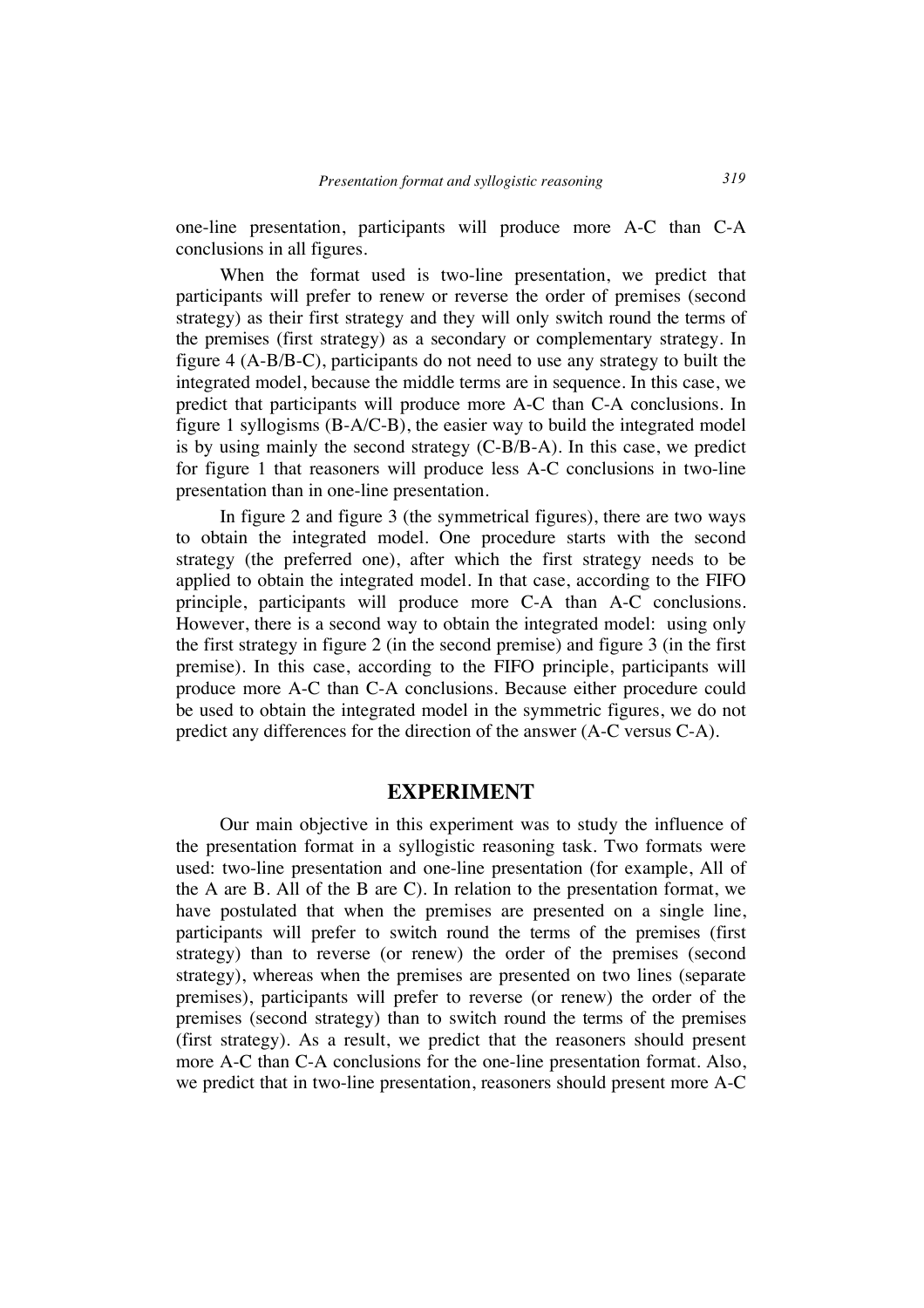one-line presentation, participants will produce more A-C than C-A conclusions in all figures.

When the format used is two-line presentation, we predict that participants will prefer to renew or reverse the order of premises (second strategy) as their first strategy and they will only switch round the terms of the premises (first strategy) as a secondary or complementary strategy. In figure 4 (A-B/B-C), participants do not need to use any strategy to built the integrated model, because the middle terms are in sequence. In this case, we predict that participants will produce more A-C than C-A conclusions. In figure 1 syllogisms (B-A/C-B), the easier way to build the integrated model is by using mainly the second strategy (C-B/B-A). In this case, we predict for figure 1 that reasoners will produce less A-C conclusions in two-line presentation than in one-line presentation.

In figure 2 and figure 3 (the symmetrical figures), there are two ways to obtain the integrated model. One procedure starts with the second strategy (the preferred one), after which the first strategy needs to be applied to obtain the integrated model. In that case, according to the FIFO principle, participants will produce more C-A than A-C conclusions. However, there is a second way to obtain the integrated model: using only the first strategy in figure 2 (in the second premise) and figure 3 (in the first premise). In this case, according to the FIFO principle, participants will produce more A-C than C-A conclusions. Because either procedure could be used to obtain the integrated model in the symmetric figures, we do not predict any differences for the direction of the answer (A-C versus C-A).

## EXPERIMENT

Our main objective in this experiment was to study the influence of the presentation format in a syllogistic reasoning task. Two formats were used: two-line presentation and one-line presentation (for example, All of the A are B. All of the B are C). In relation to the presentation format, we have postulated that when the premises are presented on a single line, participants will prefer to switch round the terms of the premises (first strategy) than to reverse (or renew) the order of the premises (second strategy), whereas when the premises are presented on two lines (separate premises), participants will prefer to reverse (or renew) the order of the premises (second strategy) than to switch round the terms of the premises (first strategy). As a result, we predict that the reasoners should present more A-C than C-A conclusions for the one-line presentation format. Also, we predict that in two-line presentation, reasoners should present more A-C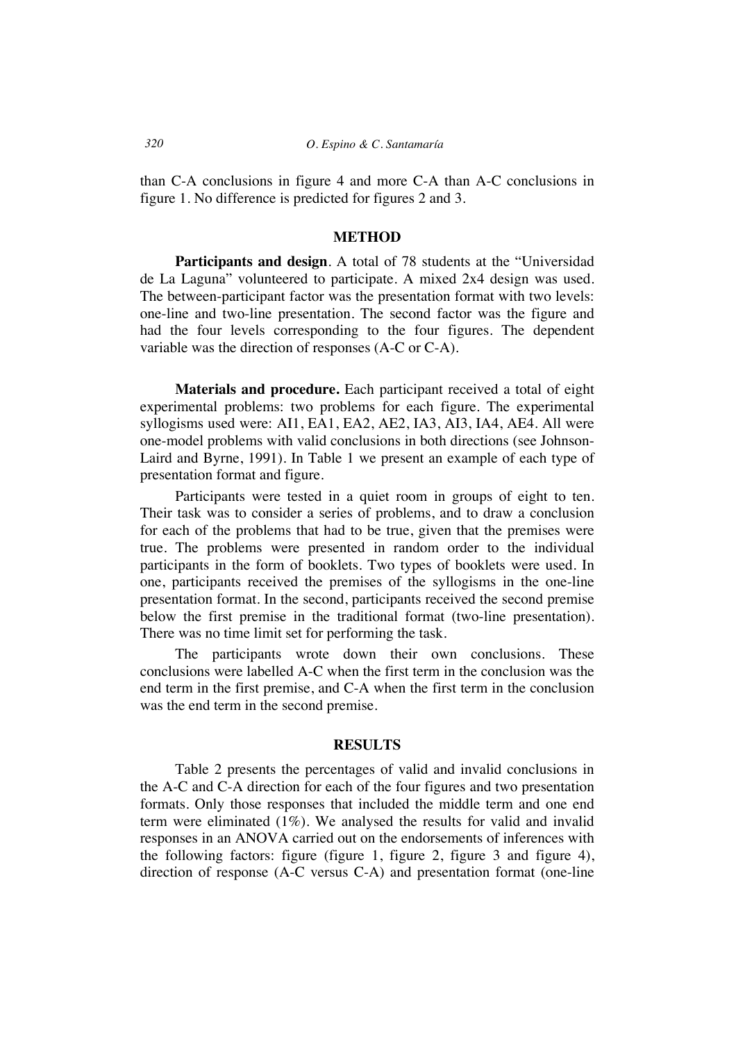than C-A conclusions in figure 4 and more C-A than A-C conclusions in figure 1. No difference is predicted for figures 2 and 3.

## METHOD

**Participants and design**. A total of 78 students at the "Universidad de La Laguna" volunteered to participate. A mixed 2x4 design was used. The between-participant factor was the presentation format with two levels: one-line and two-line presentation. The second factor was the figure and had the four levels corresponding to the four figures. The dependent variable was the direction of responses (A-C or C-A).

**Materials and procedure.** Each participant received a total of eight experimental problems: two problems for each figure. The experimental syllogisms used were: AI1, EA1, EA2, AE2, IA3, AI3, IA4, AE4. All were one-model problems with valid conclusions in both directions (see Johnson-Laird and Byrne, 1991). In Table 1 we present an example of each type of presentation format and figure.

Participants were tested in a quiet room in groups of eight to ten. Their task was to consider a series of problems, and to draw a conclusion for each of the problems that had to be true, given that the premises were true. The problems were presented in random order to the individual participants in the form of booklets. Two types of booklets were used. In one, participants received the premises of the syllogisms in the one-line presentation format. In the second, participants received the second premise below the first premise in the traditional format (two-line presentation). There was no time limit set for performing the task.

The participants wrote down their own conclusions. These conclusions were labelled A-C when the first term in the conclusion was the end term in the first premise, and C-A when the first term in the conclusion was the end term in the second premise.

## RESULTS

Table 2 presents the percentages of valid and invalid conclusions in the A-C and C-A direction for each of the four figures and two presentation formats. Only those responses that included the middle term and one end term were eliminated (1%). We analysed the results for valid and invalid responses in an ANOVA carried out on the endorsements of inferences with the following factors: figure (figure 1, figure 2, figure 3 and figure 4), direction of response (A-C versus C-A) and presentation format (one-line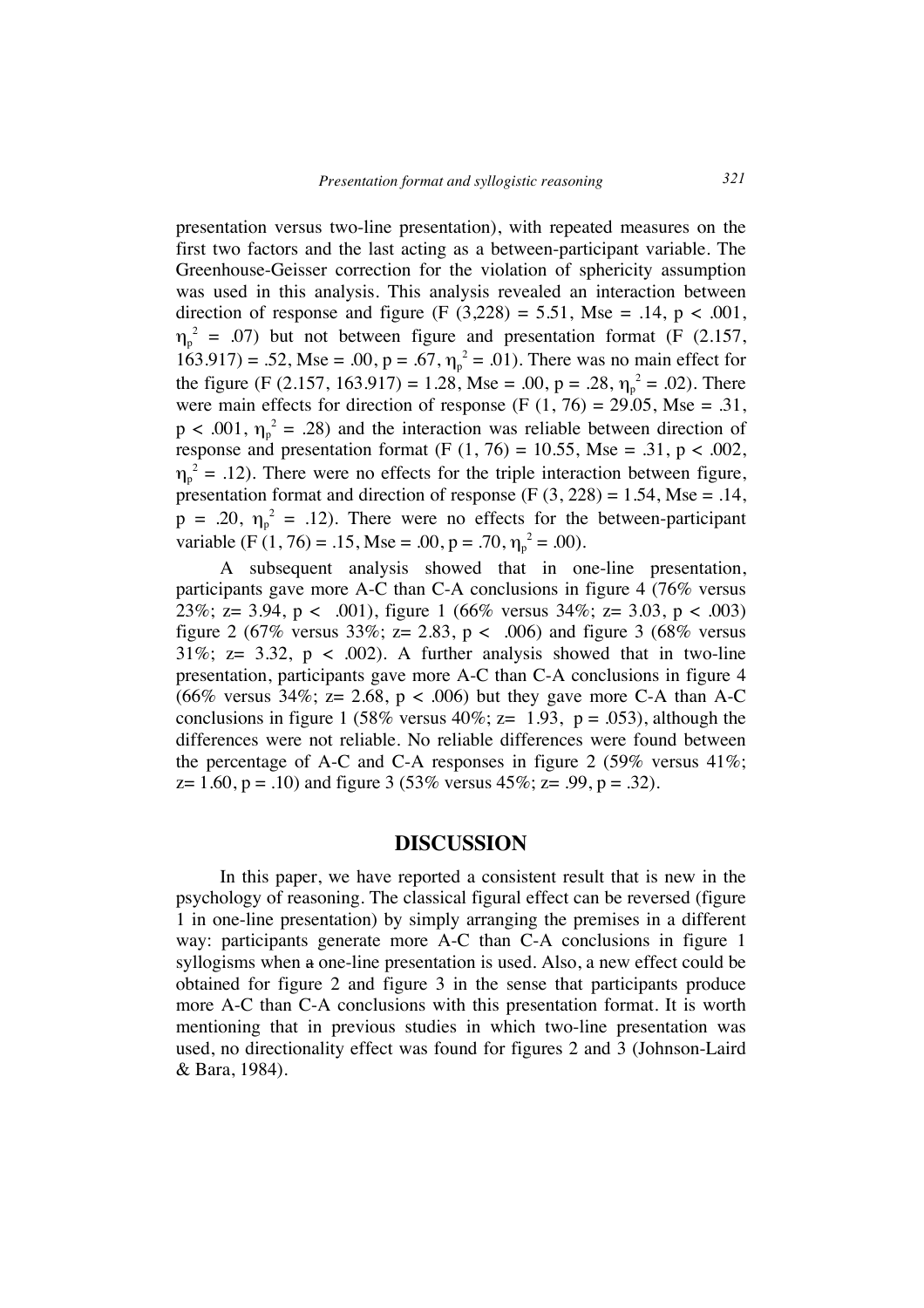presentation versus two-line presentation), with repeated measures on the first two factors and the last acting as a between-participant variable. The Greenhouse-Geisser correction for the violation of sphericity assumption was used in this analysis. This analysis revealed an interaction between direction of response and figure ($F\ (3,228) = 5.51$, Mse = .14, $p < .001$, $\eta_p^2 = .07$) but not between figure and presentation format ($F\ (2.157, 163.917) = .52$, Mse = .00, $p = .67$, $\eta_p^2 = .01$). There was no main effect for the figure ($F\ (2.157, 163.917) = 1.28$, Mse = .00, $p = .28$, $\eta_p^2 = .02$). There were main effects for direction of response ($F\ (1, 76) = 29.05$, Mse = .31, $p < .001$, $\eta_p^2 = .28$) and the interaction was reliable between direction of response and presentation format ($F\ (1, 76) = 10.55$, Mse = .31, $p < .002$, $\eta_p^2 = .12$). There were no effects for the triple interaction between figure, presentation format and direction of response ($F\ (3, 228) = 1.54$, Mse = .14, $p = .20$, $\eta_p^2 = .12$). There were no effects for the between-participant variable ($F\ (1, 76) = .15$, Mse = .00, $p = .70$, $\eta_p^2 = .00$).

A subsequent analysis showed that in one-line presentation, participants gave more A-C than C-A conclusions in figure 4 (76% versus 23%; $z= 3.94$, $p < .001$), figure 1 (66% versus 34%; $z= 3.03$, $p < .003$) figure 2 (67% versus 33%; $z= 2.83$, $p < .006$) and figure 3 (68% versus 31%; $z= 3.32$, $p < .002$). A further analysis showed that in two-line presentation, participants gave more A-C than C-A conclusions in figure 4 (66% versus 34%; $z= 2.68$, $p < .006$) but they gave more C-A than A-C conclusions in figure 1 (58% versus 40%; $z= 1.93$, $p = .053$), although the differences were not reliable. No reliable differences were found between the percentage of A-C and C-A responses in figure 2 (59% versus 41%; $z= 1.60$, $p = .10$) and figure 3 (53% versus 45%; $z= .99$, $p = .32$).

## DISCUSSION

In this paper, we have reported a consistent result that is new in the psychology of reasoning. The classical figural effect can be reversed (figure 1 in one-line presentation) by simply arranging the premises in a different way: participants generate more A-C than C-A conclusions in figure 1 syllogisms when ~~a~~ one-line presentation is used. Also, a new effect could be obtained for figure 2 and figure 3 in the sense that participants produce more A-C than C-A conclusions with this presentation format. It is worth mentioning that in previous studies in which two-line presentation was used, no directionality effect was found for figures 2 and 3 (Johnson-Laird & Bara, 1984).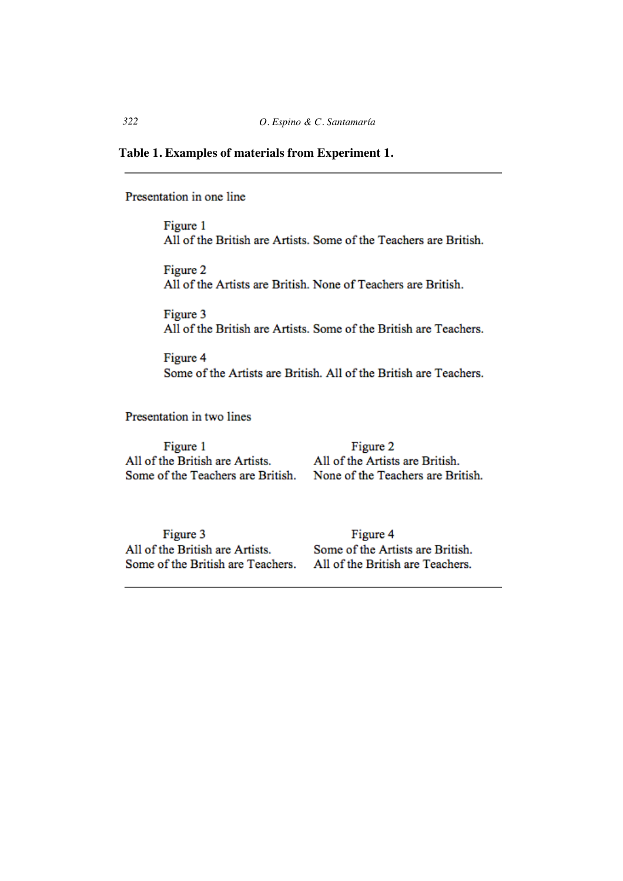**Table 1. Examples of materials from Experiment 1.**

Presentation in one line

Figure 1
All of the British are Artists. Some of the Teachers are British.

Figure 2
All of the Artists are British. None of Teachers are British.

Figure 3
All of the British are Artists. Some of the British are Teachers.

Figure 4
Some of the Artists are British. All of the British are Teachers.

Presentation in two lines

Figure 1
All of the British are Artists.
Some of the Teachers are British.

Figure 2
All of the Artists are British.
None of the Teachers are British.

Figure 3
All of the British are Artists.
Some of the British are Teachers.

Figure 4
Some of the Artists are British.
All of the British are Teachers.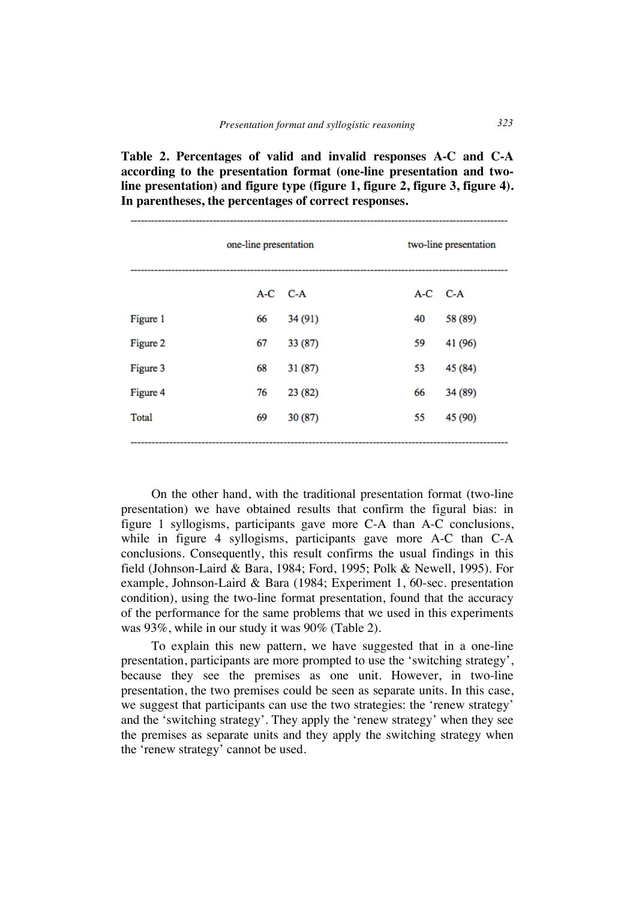**Table 2. Percentages of valid and invalid responses A-C and C-A according to the presentation format (one-line presentation and two-line presentation) and figure type (figure 1, figure 2, figure 3, figure 4). In parentheses, the percentages of correct responses.**

| | one-line presentation | | two-line presentation | |
|---|---|---|---|---|
| | A-C | C-A | A-C | C-A |
| Figure 1 | 66 | 34 (91) | 40 | 58 (89) |
| Figure 2 | 67 | 33 (87) | 59 | 41 (96) |
| Figure 3 | 68 | 31 (87) | 53 | 45 (84) |
| Figure 4 | 76 | 23 (82) | 66 | 34 (89) |
| Total | 69 | 30 (87) | 55 | 45 (90) |

On the other hand, with the traditional presentation format (two-line presentation) we have obtained results that confirm the figural bias: in figure 1 syllogisms, participants gave more C-A than A-C conclusions, while in figure 4 syllogisms, participants gave more A-C than C-A conclusions. Consequently, this result confirms the usual findings in this field (Johnson-Laird & Bara, 1984; Ford, 1995; Polk & Newell, 1995). For example, Johnson-Laird & Bara (1984; Experiment 1, 60-sec. presentation condition), using the two-line format presentation, found that the accuracy of the performance for the same problems that we used in this experiments was 93%, while in our study it was 90% (Table 2).

To explain this new pattern, we have suggested that in a one-line presentation, participants are more prompted to use the 'switching strategy', because they see the premises as one unit. However, in two-line presentation, the two premises could be seen as separate units. In this case, we suggest that participants can use the two strategies: the 'renew strategy' and the 'switching strategy'. They apply the 'renew strategy' when they see the premises as separate units and they apply the switching strategy when the 'renew strategy' cannot be used.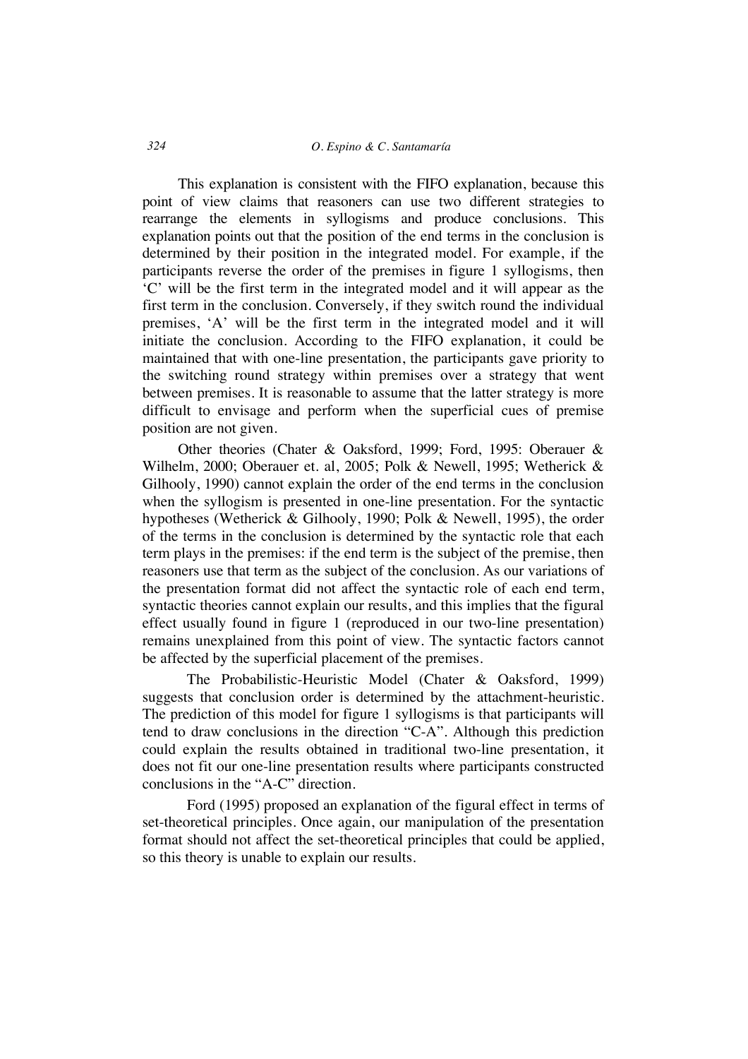This explanation is consistent with the FIFO explanation, because this point of view claims that reasoners can use two different strategies to rearrange the elements in syllogisms and produce conclusions. This explanation points out that the position of the end terms in the conclusion is determined by their position in the integrated model. For example, if the participants reverse the order of the premises in figure 1 syllogisms, then 'C' will be the first term in the integrated model and it will appear as the first term in the conclusion. Conversely, if they switch round the individual premises, 'A' will be the first term in the integrated model and it will initiate the conclusion. According to the FIFO explanation, it could be maintained that with one-line presentation, the participants gave priority to the switching round strategy within premises over a strategy that went between premises. It is reasonable to assume that the latter strategy is more difficult to envisage and perform when the superficial cues of premise position are not given.

Other theories (Chater & Oaksford, 1999; Ford, 1995: Oberauer & Wilhelm, 2000; Oberauer et. al, 2005; Polk & Newell, 1995; Wetherick & Gilhooly, 1990) cannot explain the order of the end terms in the conclusion when the syllogism is presented in one-line presentation. For the syntactic hypotheses (Wetherick & Gilhooly, 1990; Polk & Newell, 1995), the order of the terms in the conclusion is determined by the syntactic role that each term plays in the premises: if the end term is the subject of the premise, then reasoners use that term as the subject of the conclusion. As our variations of the presentation format did not affect the syntactic role of each end term, syntactic theories cannot explain our results, and this implies that the figural effect usually found in figure 1 (reproduced in our two-line presentation) remains unexplained from this point of view. The syntactic factors cannot be affected by the superficial placement of the premises.

The Probabilistic-Heuristic Model (Chater & Oaksford, 1999) suggests that conclusion order is determined by the attachment-heuristic. The prediction of this model for figure 1 syllogisms is that participants will tend to draw conclusions in the direction "C-A". Although this prediction could explain the results obtained in traditional two-line presentation, it does not fit our one-line presentation results where participants constructed conclusions in the "A-C" direction.

Ford (1995) proposed an explanation of the figural effect in terms of set-theoretical principles. Once again, our manipulation of the presentation format should not affect the set-theoretical principles that could be applied, so this theory is unable to explain our results.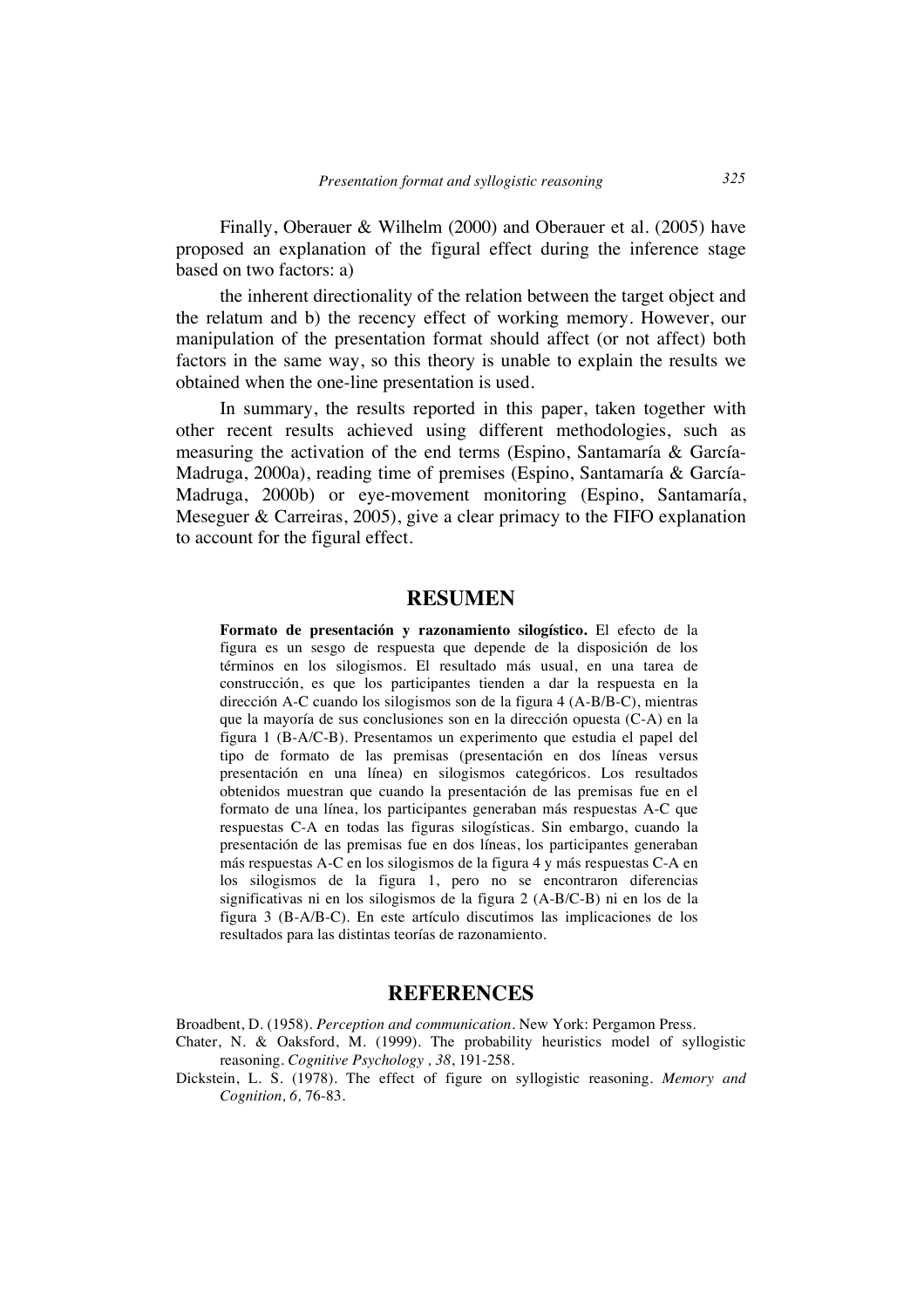Finally, Oberauer & Wilhelm (2000) and Oberauer et al. (2005) have proposed an explanation of the figural effect during the inference stage based on two factors: a)

the inherent directionality of the relation between the target object and the relatum and b) the recency effect of working memory. However, our manipulation of the presentation format should affect (or not affect) both factors in the same way, so this theory is unable to explain the results we obtained when the one-line presentation is used.

In summary, the results reported in this paper, taken together with other recent results achieved using different methodologies, such as measuring the activation of the end terms (Espino, Santamaría & García-Madruga, 2000a), reading time of premises (Espino, Santamaría & García-Madruga, 2000b) or eye-movement monitoring (Espino, Santamaría, Meseguer & Carreiras, 2005), give a clear primacy to the FIFO explanation to account for the figural effect.

## RESUMEN

**Formato de presentación y razonamiento silogístico.** El efecto de la figura es un sesgo de respuesta que depende de la disposición de los términos en los silogismos. El resultado más usual, en una tarea de construcción, es que los participantes tienden a dar la respuesta en la dirección A-C cuando los silogismos son de la figura 4 (A-B/B-C), mientras que la mayoría de sus conclusiones son en la dirección opuesta (C-A) en la figura 1 (B-A/C-B). Presentamos un experimento que estudia el papel del tipo de formato de las premisas (presentación en dos líneas versus presentación en una línea) en silogismos categóricos. Los resultados obtenidos muestran que cuando la presentación de las premisas fue en el formato de una línea, los participantes generaban más respuestas A-C que respuestas C-A en todas las figuras silogísticas. Sin embargo, cuando la presentación de las premisas fue en dos líneas, los participantes generaban más respuestas A-C en los silogismos de la figura 4 y más respuestas C-A en los silogismos de la figura 1, pero no se encontraron diferencias significativas ni en los silogismos de la figura 2 (A-B/C-B) ni en los de la figura 3 (B-A/B-C). En este artículo discutimos las implicaciones de los resultados para las distintas teorías de razonamiento.

## REFERENCES

Broadbent, D. (1958). *Perception and communication*. New York: Pergamon Press.

Chater, N. & Oaksford, M. (1999). The probability heuristics model of syllogistic reasoning. *Cognitive Psychology , 38*, 191-258.

Dickstein, L. S. (1978). The effect of figure on syllogistic reasoning. *Memory and Cognition, 6,* 76-83.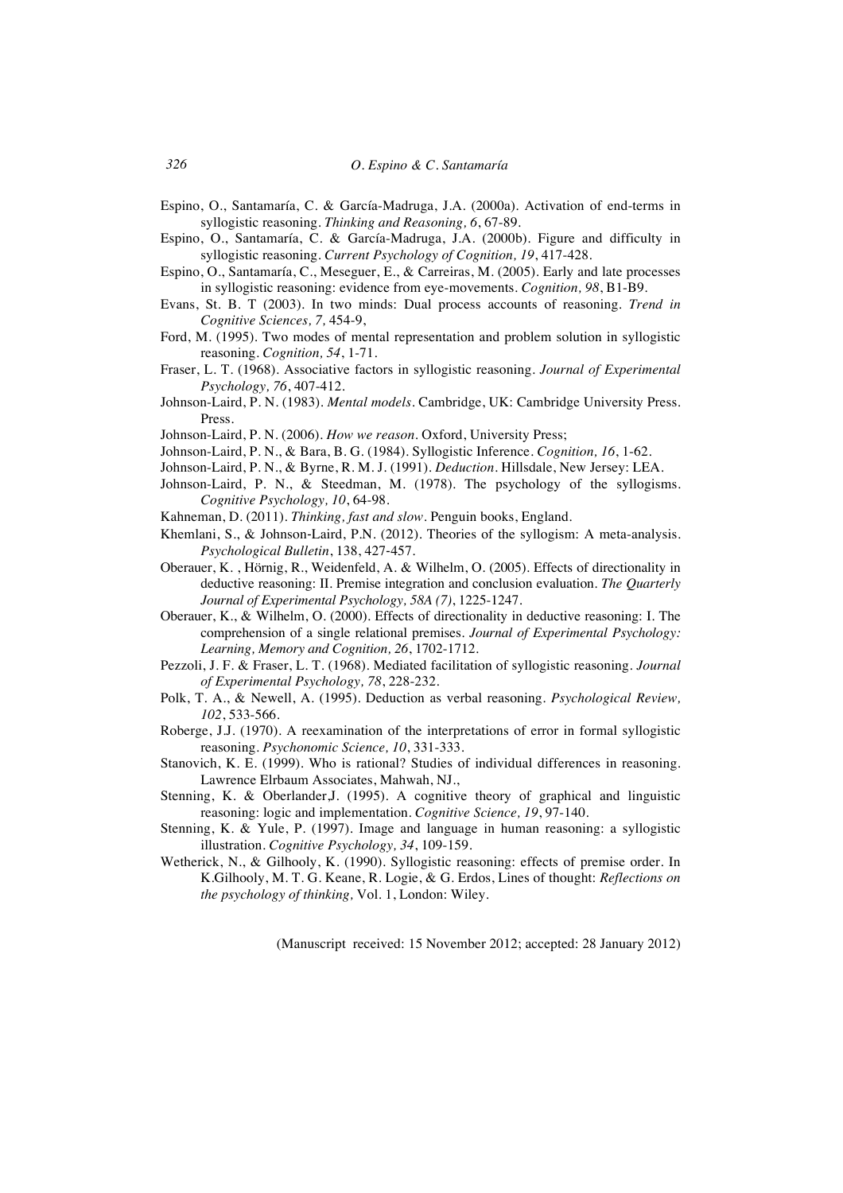Espino, O., Santamaría, C. & García-Madruga, J.A. (2000a). Activation of end-terms in syllogistic reasoning. *Thinking and Reasoning, 6*, 67-89.

Espino, O., Santamaría, C. & García-Madruga, J.A. (2000b). Figure and difficulty in syllogistic reasoning. *Current Psychology of Cognition, 19*, 417-428.

Espino, O., Santamaría, C., Meseguer, E., & Carreiras, M. (2005). Early and late processes in syllogistic reasoning: evidence from eye-movements. *Cognition, 98*, B1-B9.

Evans, St. B. T (2003). In two minds: Dual process accounts of reasoning. *Trend in Cognitive Sciences, 7,* 454-9,

Ford, M. (1995). Two modes of mental representation and problem solution in syllogistic reasoning. *Cognition, 54*, 1-71.

Fraser, L. T. (1968). Associative factors in syllogistic reasoning. *Journal of Experimental Psychology, 76*, 407-412.

Johnson-Laird, P. N. (1983). *Mental models*. Cambridge, UK: Cambridge University Press. Press.

Johnson-Laird, P. N. (2006). *How we reason*. Oxford, University Press;

Johnson-Laird, P. N., & Bara, B. G. (1984). Syllogistic Inference. *Cognition, 16*, 1-62.

Johnson-Laird, P. N., & Byrne, R. M. J. (1991). *Deduction*. Hillsdale, New Jersey: LEA.

Johnson-Laird, P. N., & Steedman, M. (1978). The psychology of the syllogisms. *Cognitive Psychology, 10*, 64-98.

Kahneman, D. (2011). *Thinking, fast and slow*. Penguin books, England.

Khemlani, S., & Johnson-Laird, P.N. (2012). Theories of the syllogism: A meta-analysis. *Psychological Bulletin*, 138, 427-457.

Oberauer, K. , Hörnig, R., Weidenfeld, A. & Wilhelm, O. (2005). Effects of directionality in deductive reasoning: II. Premise integration and conclusion evaluation. *The Quarterly Journal of Experimental Psychology, 58A (7)*, 1225-1247.

Oberauer, K., & Wilhelm, O. (2000). Effects of directionality in deductive reasoning: I. The comprehension of a single relational premises. *Journal of Experimental Psychology: Learning, Memory and Cognition, 26*, 1702-1712.

Pezzoli, J. F. & Fraser, L. T. (1968). Mediated facilitation of syllogistic reasoning. *Journal of Experimental Psychology, 78*, 228-232.

Polk, T. A., & Newell, A. (1995). Deduction as verbal reasoning. *Psychological Review, 102*, 533-566.

Roberge, J.J. (1970). A reexamination of the interpretations of error in formal syllogistic reasoning. *Psychonomic Science, 10*, 331-333.

Stanovich, K. E. (1999). Who is rational? Studies of individual differences in reasoning. Lawrence Elrbaum Associates, Mahwah, NJ.,

Stenning, K. & Oberlander,J. (1995). A cognitive theory of graphical and linguistic reasoning: logic and implementation. *Cognitive Science, 19*, 97-140.

Stenning, K. & Yule, P. (1997). Image and language in human reasoning: a syllogistic illustration. *Cognitive Psychology, 34*, 109-159.

Wetherick, N., & Gilhooly, K. (1990). Syllogistic reasoning: effects of premise order. In K.Gilhooly, M. T. G. Keane, R. Logie, & G. Erdos, Lines of thought: *Reflections on the psychology of thinking,* Vol. 1, London: Wiley.

(Manuscript received: 15 November 2012; accepted: 28 January 2012)